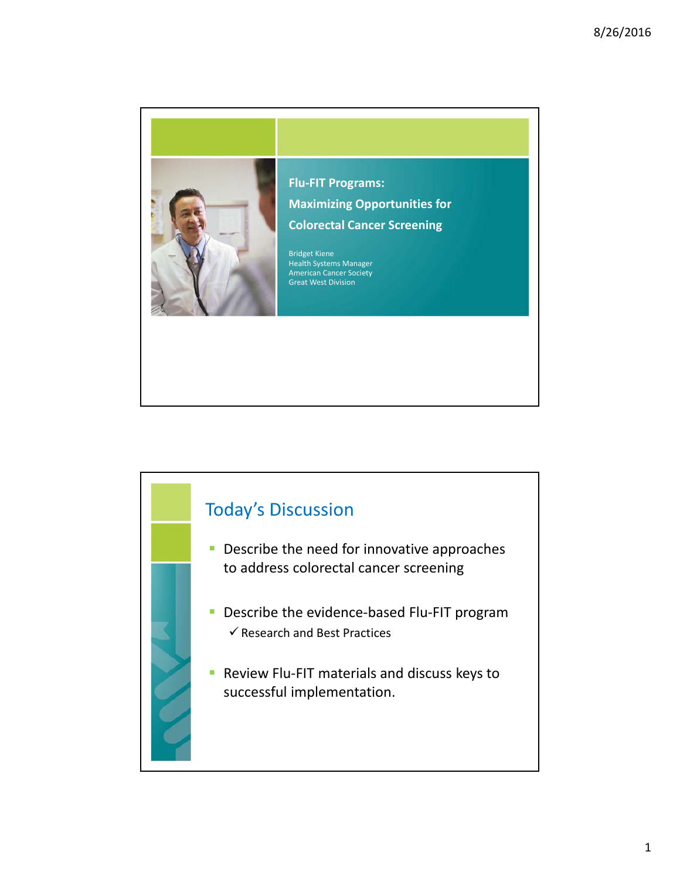# Flu-FIT Programs: Maximizing Opportunities for Colorectal Cancer Screening

Bridget Kiene
Health Systems Manager
American Cancer Society
Great West Division

## Today's Discussion

- Describe the need for innovative approaches to address colorectal cancer screening
- Describe the evidence-based Flu-FIT program
  - ✓ Research and Best Practices
- Review Flu-FIT materials and discuss keys to successful implementation.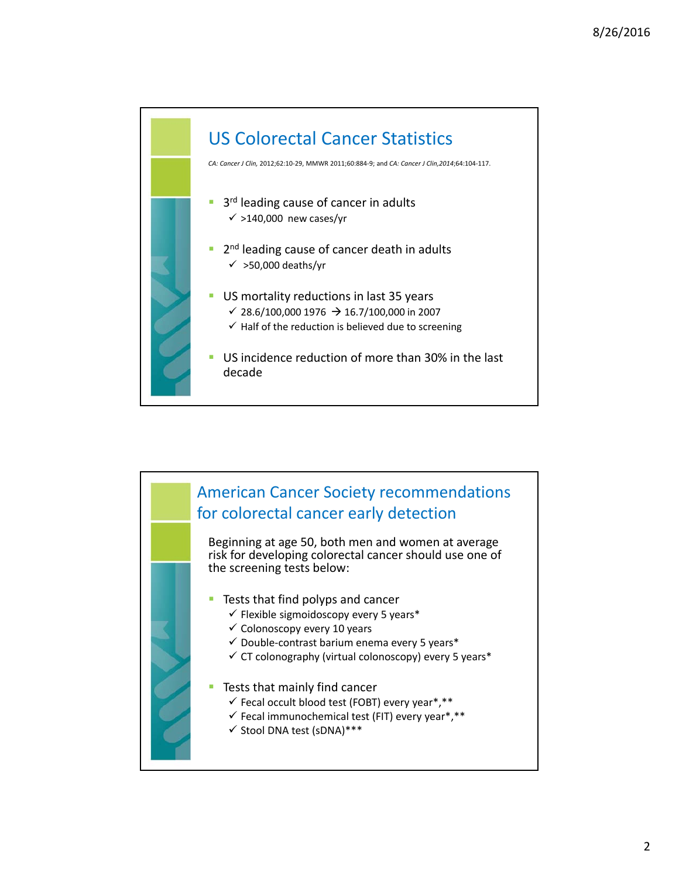## US Colorectal Cancer Statistics

*CA: Cancer J Clin,* 2012;62:10-29, MMWR 2011;60:884-9; and *CA: Cancer J Clin,2014*;64:104-117.

- 3rd leading cause of cancer in adults
  - ✓ >140,000 new cases/yr
- 2nd leading cause of cancer death in adults
  - ✓ >50,000 deaths/yr
- US mortality reductions in last 35 years
  - ✓ 28.6/100,000 1976 → 16.7/100,000 in 2007
  - ✓ Half of the reduction is believed due to screening
- US incidence reduction of more than 30% in the last decade

## American Cancer Society recommendations for colorectal cancer early detection

Beginning at age 50, both men and women at average risk for developing colorectal cancer should use one of the screening tests below:

- Tests that find polyps and cancer
  - ✓ Flexible sigmoidoscopy every 5 years*
  - ✓ Colonoscopy every 10 years
  - ✓ Double-contrast barium enema every 5 years*
  - ✓ CT colonography (virtual colonoscopy) every 5 years*
- Tests that mainly find cancer
  - ✓ Fecal occult blood test (FOBT) every year*,**
  - ✓ Fecal immunochemical test (FIT) every year*,**
  - ✓ Stool DNA test (sDNA)***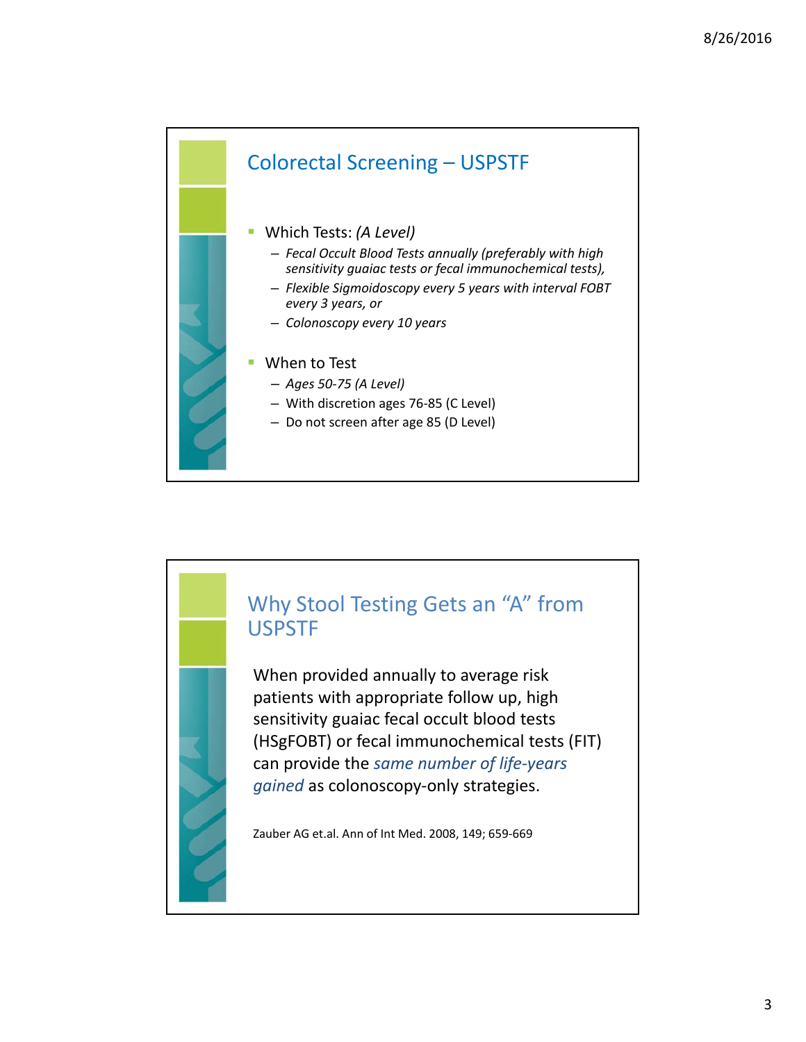## Colorectal Screening – USPSTF

- Which Tests: *(A Level)*
  - *Fecal Occult Blood Tests annually (preferably with high sensitivity guaiac tests or fecal immunochemical tests),*
  - *Flexible Sigmoidoscopy every 5 years with interval FOBT every 3 years, or*
  - *Colonoscopy every 10 years*
- When to Test
  - *Ages 50-75 (A Level)*
  - With discretion ages 76-85 (C Level)
  - Do not screen after age 85 (D Level)

## Why Stool Testing Gets an "A" from USPSTF

When provided annually to average risk patients with appropriate follow up, high sensitivity guaiac fecal occult blood tests (HSgFOBT) or fecal immunochemical tests (FIT) can provide the *same number of life-years gained* as colonoscopy-only strategies.

Zauber AG et.al. Ann of Int Med. 2008, 149; 659-669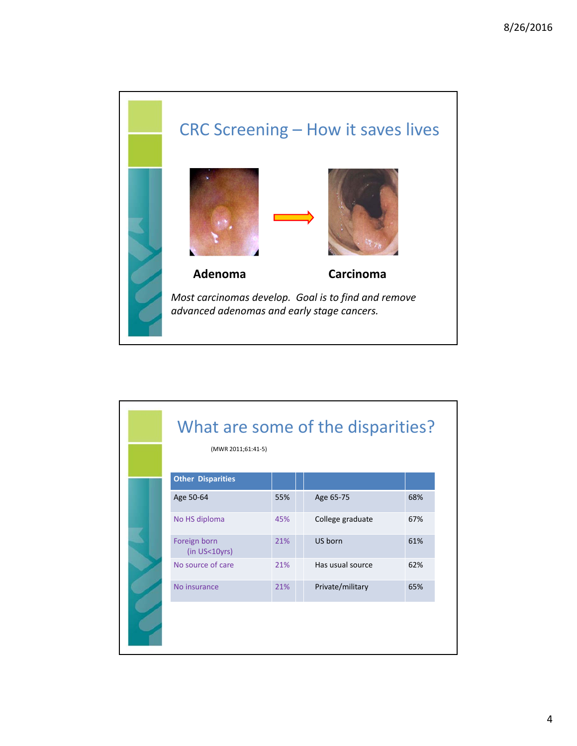## CRC Screening – How it saves lives

**Adenoma** → **Carcinoma**

*Most carcinomas develop. Goal is to find and remove advanced adenomas and early stage cancers.*

## What are some of the disparities?

(MWR 2011;61:41-5)

| Other Disparities | | | |
|---|---|---|---|
| Age 50-64 | 55% | Age 65-75 | 68% |
| No HS diploma | 45% | College graduate | 67% |
| Foreign born (in US<10yrs) | 21% | US born | 61% |
| No source of care | 21% | Has usual source | 62% |
| No insurance | 21% | Private/military | 65% |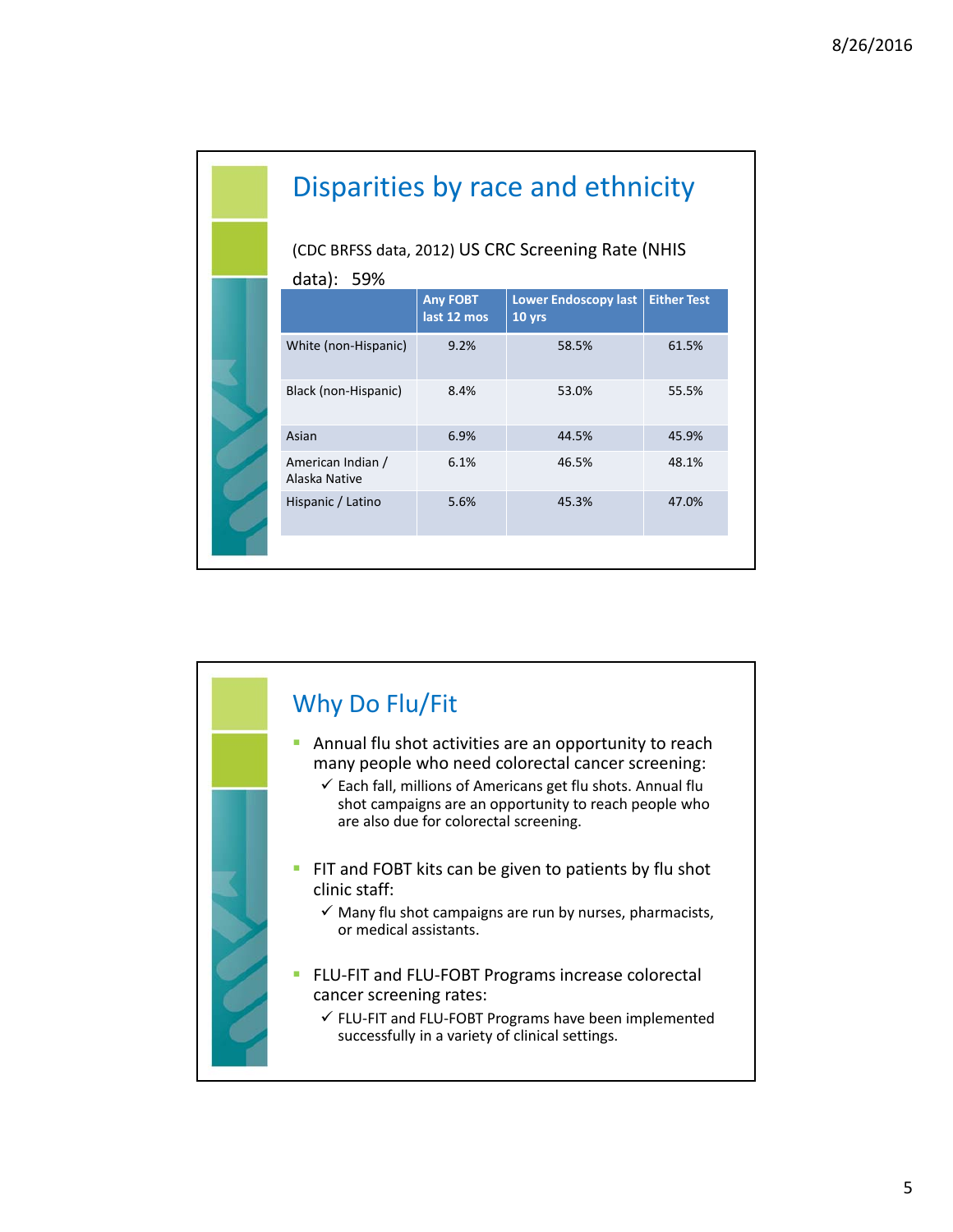## Disparities by race and ethnicity

(CDC BRFSS data, 2012) US CRC Screening Rate (NHIS data): 59%

| | Any FOBT last 12 mos | Lower Endoscopy last 10 yrs | Either Test |
|---|---|---|---|
| White (non-Hispanic) | 9.2% | 58.5% | 61.5% |
| Black (non-Hispanic) | 8.4% | 53.0% | 55.5% |
| Asian | 6.9% | 44.5% | 45.9% |
| American Indian / Alaska Native | 6.1% | 46.5% | 48.1% |
| Hispanic / Latino | 5.6% | 45.3% | 47.0% |

## Why Do Flu/Fit

- Annual flu shot activities are an opportunity to reach many people who need colorectal cancer screening:
  - ✓ Each fall, millions of Americans get flu shots. Annual flu shot campaigns are an opportunity to reach people who are also due for colorectal screening.
- FIT and FOBT kits can be given to patients by flu shot clinic staff:
  - ✓ Many flu shot campaigns are run by nurses, pharmacists, or medical assistants.
- FLU-FIT and FLU-FOBT Programs increase colorectal cancer screening rates:
  - ✓ FLU-FIT and FLU-FOBT Programs have been implemented successfully in a variety of clinical settings.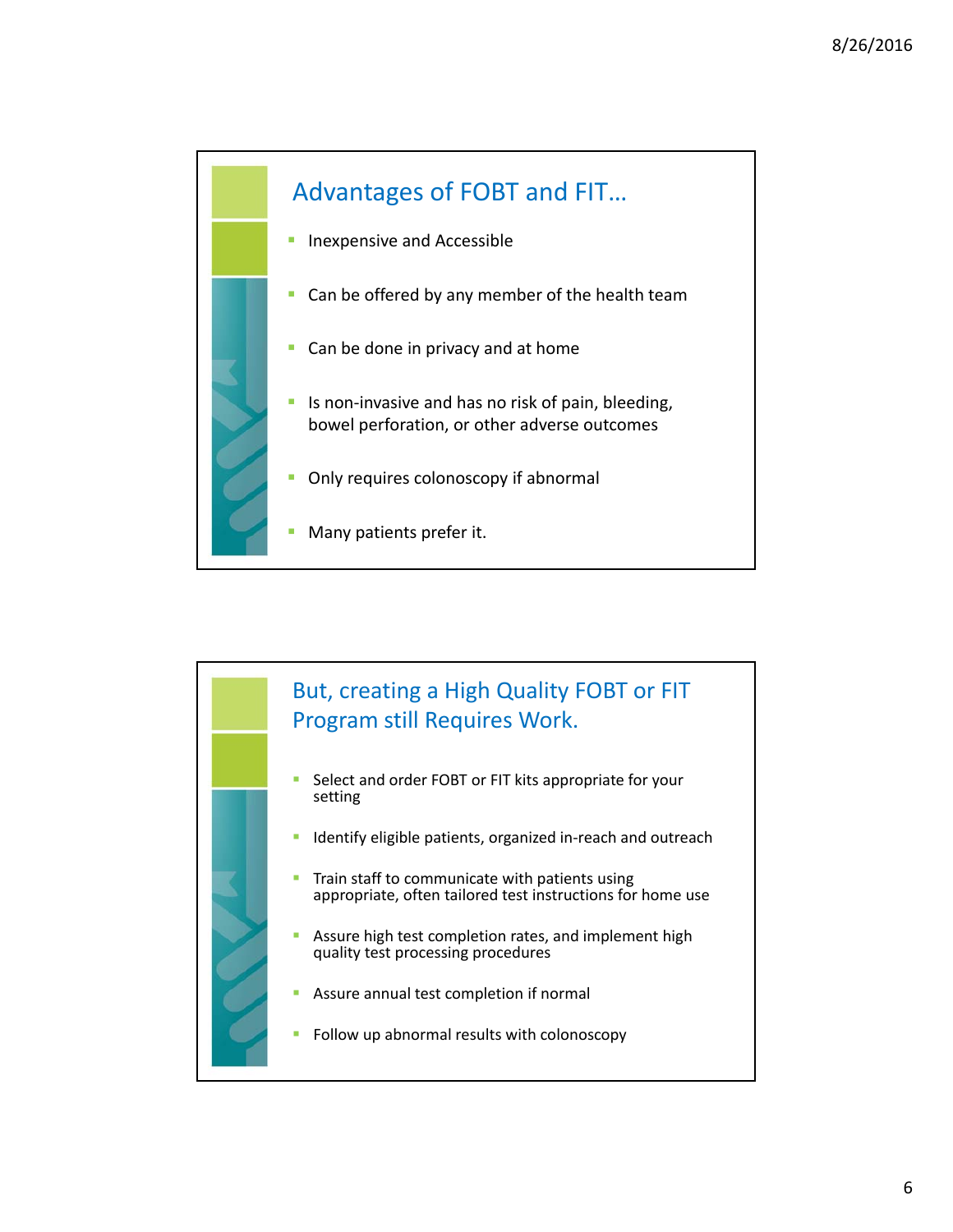## Advantages of FOBT and FIT…

- Inexpensive and Accessible
- Can be offered by any member of the health team
- Can be done in privacy and at home
- Is non-invasive and has no risk of pain, bleeding, bowel perforation, or other adverse outcomes
- Only requires colonoscopy if abnormal
- Many patients prefer it.

## But, creating a High Quality FOBT or FIT Program still Requires Work.

- Select and order FOBT or FIT kits appropriate for your setting
- Identify eligible patients, organized in-reach and outreach
- Train staff to communicate with patients using appropriate, often tailored test instructions for home use
- Assure high test completion rates, and implement high quality test processing procedures
- Assure annual test completion if normal
- Follow up abnormal results with colonoscopy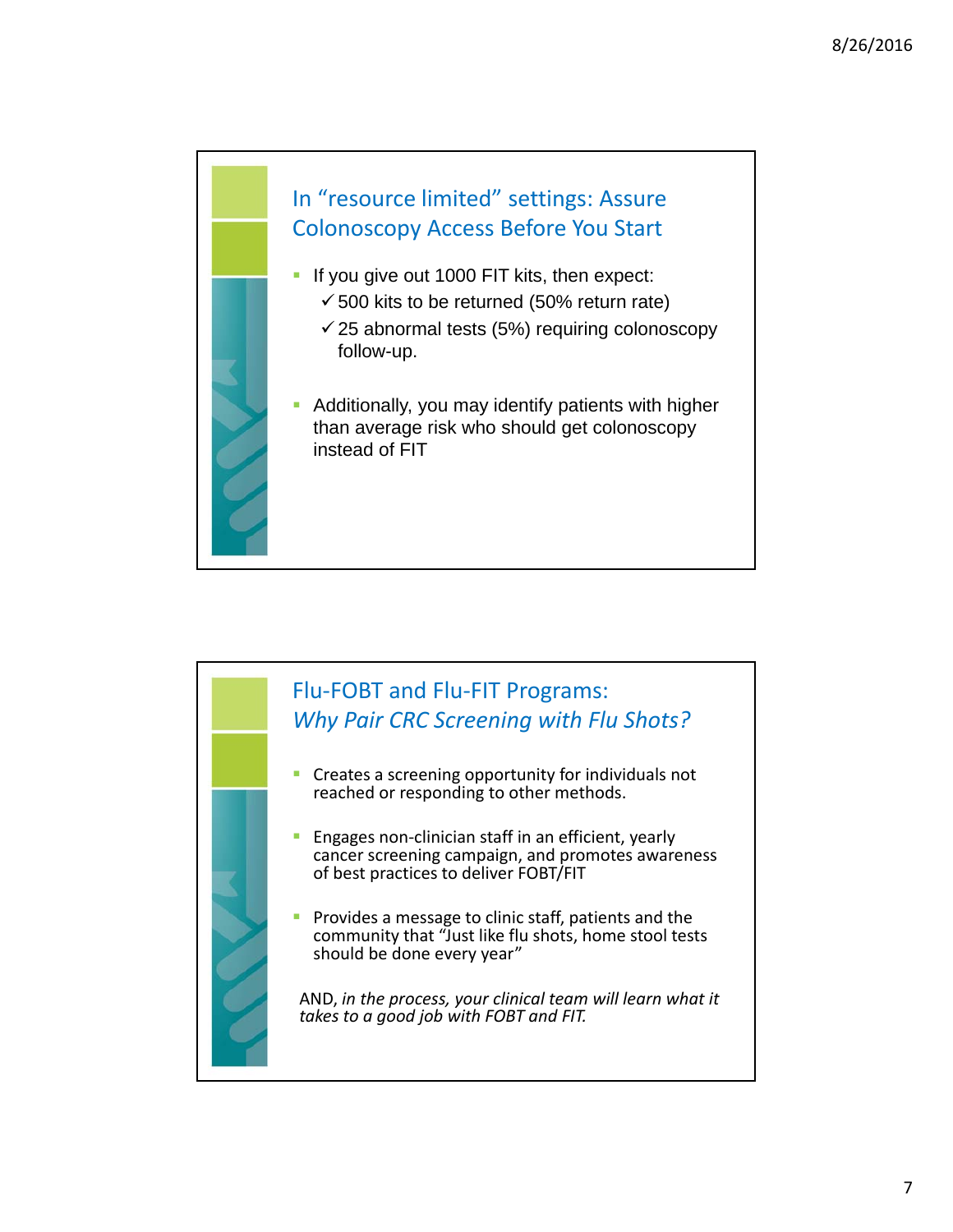## In "resource limited" settings: Assure Colonoscopy Access Before You Start

- If you give out 1000 FIT kits, then expect:
  - ✓ 500 kits to be returned (50% return rate)
  - ✓ 25 abnormal tests (5%) requiring colonoscopy follow-up.
- Additionally, you may identify patients with higher than average risk who should get colonoscopy instead of FIT

## Flu-FOBT and Flu-FIT Programs: *Why Pair CRC Screening with Flu Shots?*

- Creates a screening opportunity for individuals not reached or responding to other methods.
- Engages non-clinician staff in an efficient, yearly cancer screening campaign, and promotes awareness of best practices to deliver FOBT/FIT
- Provides a message to clinic staff, patients and the community that "Just like flu shots, home stool tests should be done every year"

AND, *in the process, your clinical team will learn what it takes to a good job with FOBT and FIT.*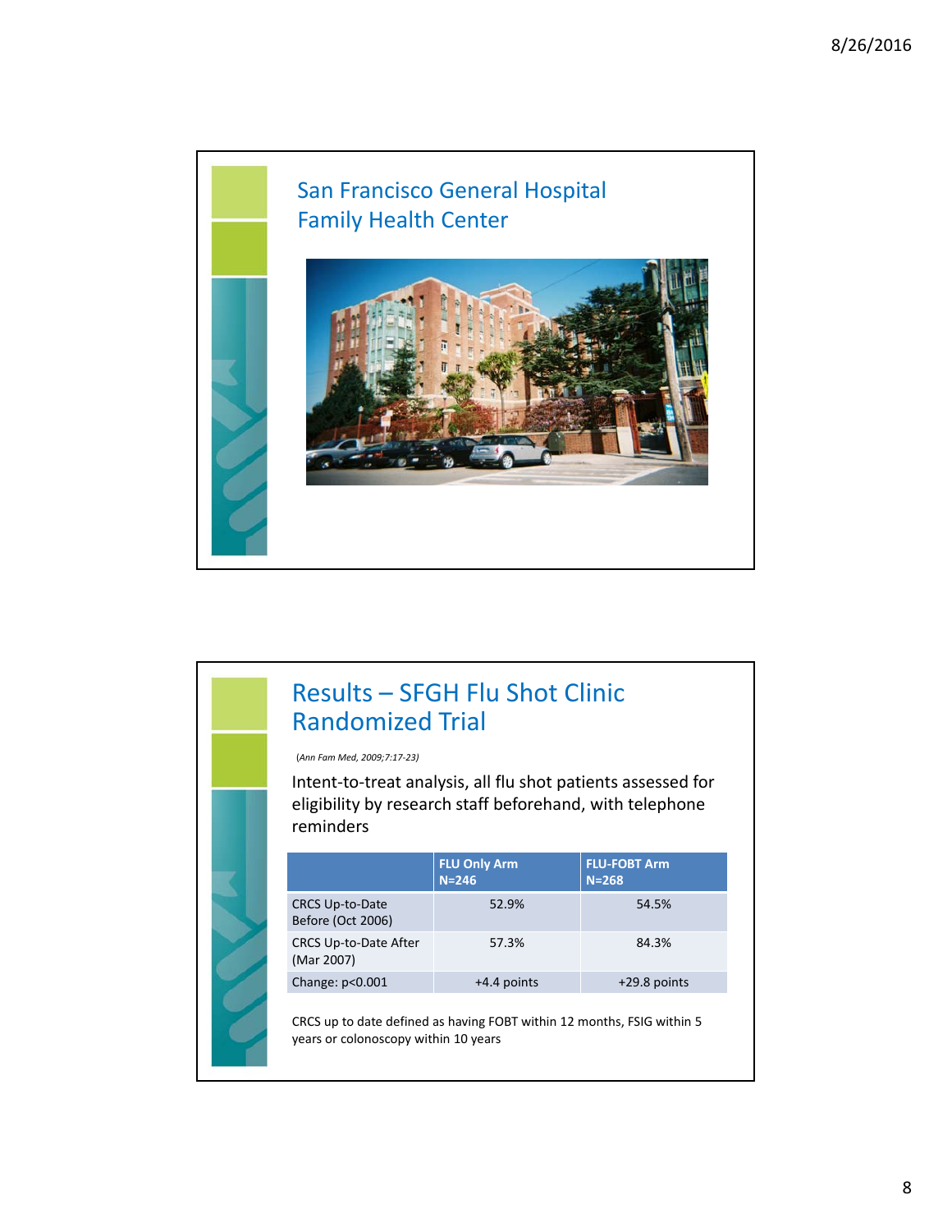## San Francisco General Hospital Family Health Center

## Results – SFGH Flu Shot Clinic Randomized Trial

*(Ann Fam Med, 2009;7:17-23)*

Intent-to-treat analysis, all flu shot patients assessed for eligibility by research staff beforehand, with telephone reminders

| | FLU Only Arm N=246 | FLU-FOBT Arm N=268 |
|---|---|---|
| CRCS Up-to-Date Before (Oct 2006) | 52.9% | 54.5% |
| CRCS Up-to-Date After (Mar 2007) | 57.3% | 84.3% |
| Change: $p<0.001$ | +4.4 points | +29.8 points |

CRCS up to date defined as having FOBT within 12 months, FSIG within 5 years or colonoscopy within 10 years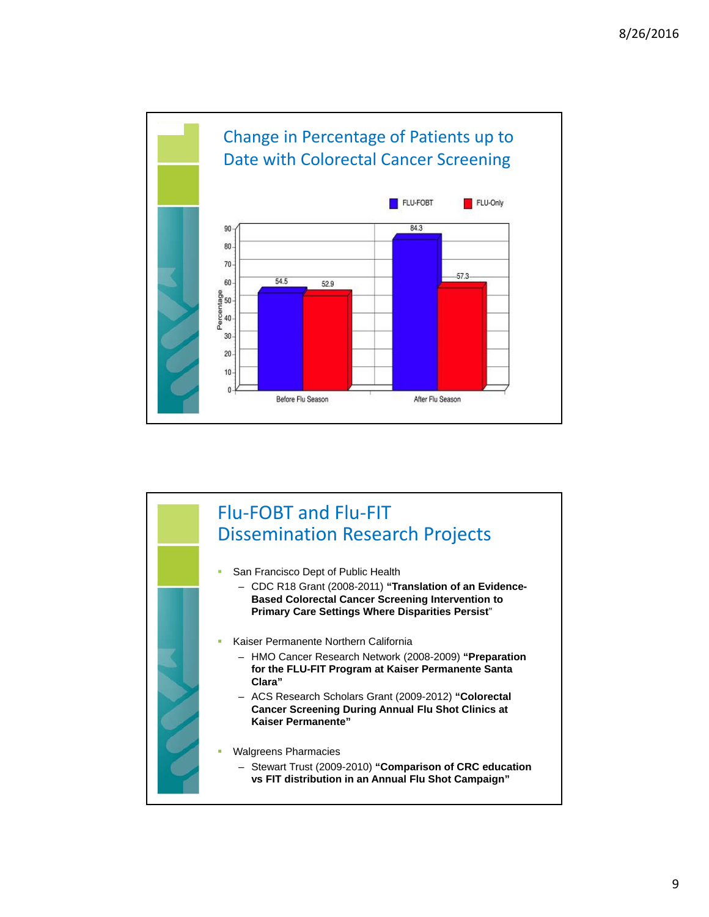## Change in Percentage of Patients up to Date with Colorectal Cancer Screening

| | FLU-FOBT | FLU-Only |
|---|---|---|
| Before Flu Season | 54.5 | 52.9 |
| After Flu Season | 84.3 | 57.3 |

## Flu-FOBT and Flu-FIT Dissemination Research Projects

- San Francisco Dept of Public Health
  - CDC R18 Grant (2008-2011) **"Translation of an Evidence-Based Colorectal Cancer Screening Intervention to Primary Care Settings Where Disparities Persist"**
- Kaiser Permanente Northern California
  - HMO Cancer Research Network (2008-2009) **"Preparation for the FLU-FIT Program at Kaiser Permanente Santa Clara"**
  - ACS Research Scholars Grant (2009-2012) **"Colorectal Cancer Screening During Annual Flu Shot Clinics at Kaiser Permanente"**
- Walgreens Pharmacies
  - Stewart Trust (2009-2010) **"Comparison of CRC education vs FIT distribution in an Annual Flu Shot Campaign"**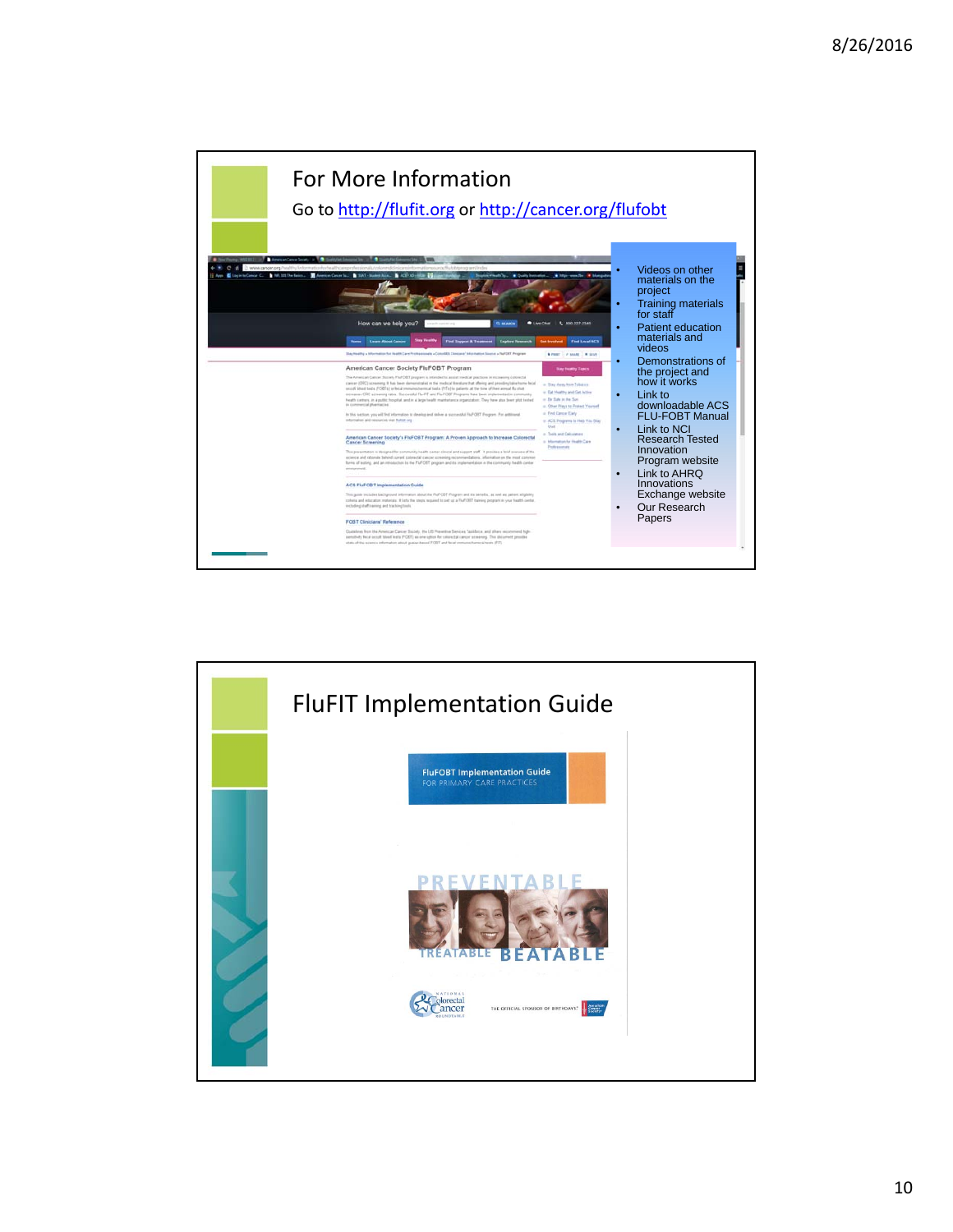## For More Information

Go to http://flufit.org or http://cancer.org/flufobt

- Videos on other materials on the project
- Training materials for staff
- Patient education materials and videos
- Demonstrations of the project and how it works
- Link to downloadable ACS FLU-FOBT Manual
- Link to NCI Research Tested Innovation Program website
- Link to AHRQ Innovations Exchange website
- Our Research Papers

## FluFIT Implementation Guide

FluFOBT Implementation Guide

FOR PRIMARY CARE PRACTICES

PREVENTABLE

TREATABLE BEATABLE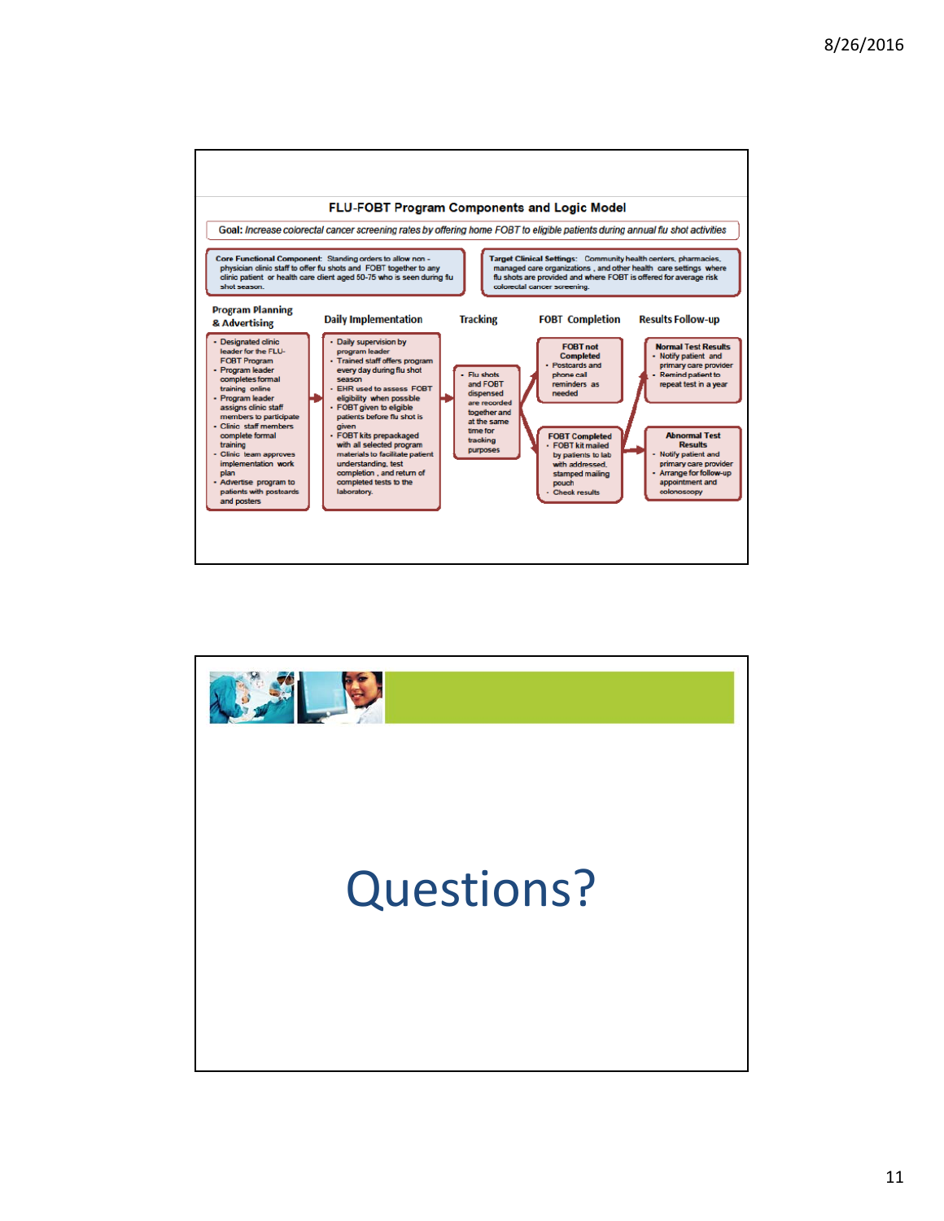## FLU-FOBT Program Components and Logic Model

**Goal:** *Increase colorectal cancer screening rates by offering home FOBT to eligible patients during annual flu shot activities*

**Core Functional Component:** Standing orders to allow non - physician clinic staff to offer flu shots and FOBT together to any clinic patient or health care client aged 50-75 who is seen during flu shot season.

**Target Clinical Settings:** Community health centers, pharmacies, managed care organizations , and other health care settings where flu shots are provided and where FOBT is offered for average risk colorectal cancer screening.

**Program Planning & Advertising**

- Designated clinic leader for the FLU-FOBT Program
- Program leader completes formal training online
- Program leader assigns clinic staff members to participate
- Clinic staff members complete formal training
- Clinic team approves implementation work plan
- Advertise program to patients with postcards and posters

**Daily Implementation**

- Daily supervision by program leader
- Trained staff offers program every day during flu shot season
- EHR used to assess FOBT eligibility when possible
- FOBT given to eligible patients before flu shot is given
- FOBT kits prepackaged with all selected program materials to facilitate patient understanding, test completion , and return of completed tests to the laboratory.

**Tracking**

- Flu shots and FOBT dispensed are recorded together and at the same time for tracking purposes

**FOBT Completion**

**FOBT not Completed**
- Postcards and phone call reminders as needed

**FOBT Completed**
- FOBT kit mailed by patients to lab with addressed, stamped mailing pouch
- Check results

**Results Follow-up**

**Normal Test Results**
- Notify patient and primary care provider
- Remind patient to repeat test in a year

**Abnormal Test Results**
- Notify patient and primary care provider
- Arrange for follow-up appointment and colonoscopy

# Questions?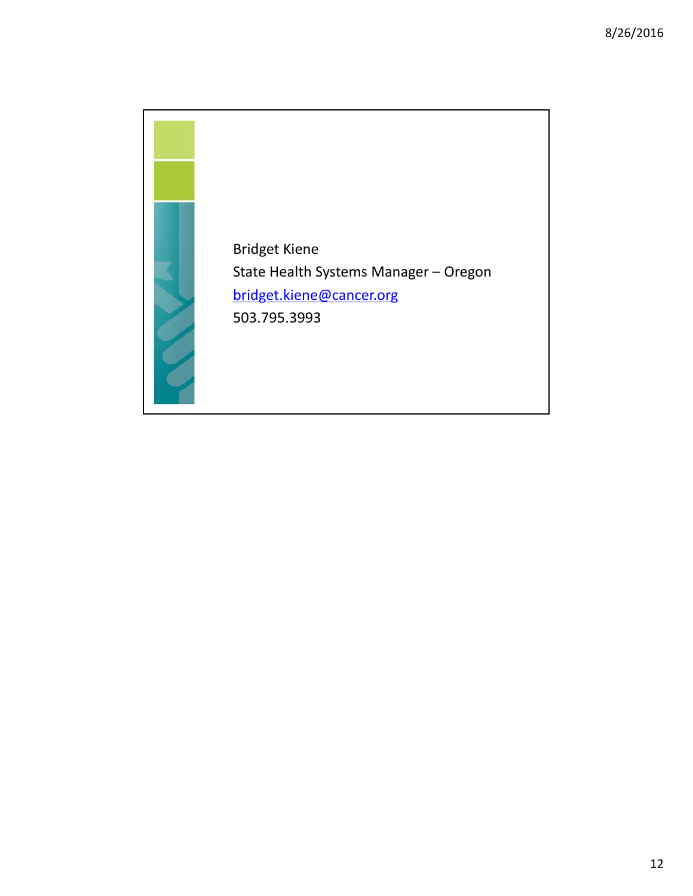Bridget Kiene
State Health Systems Manager – Oregon
bridget.kiene@cancer.org
503.795.3993